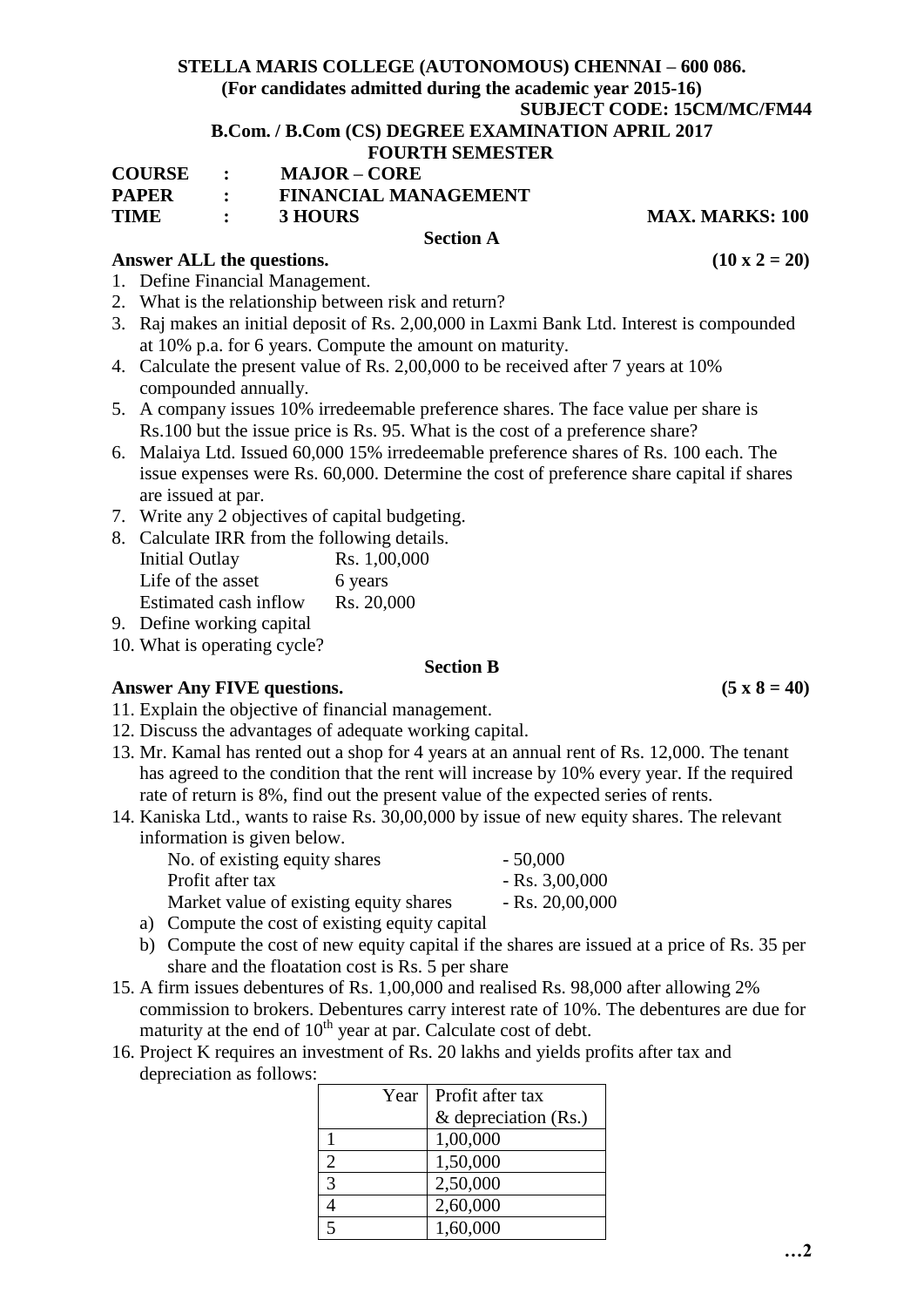**STELLA MARIS COLLEGE (AUTONOMOUS) CHENNAI – 600 086.**
**(For candidates admitted during the academic year 2015-16)**
**SUBJECT CODE: 15CM/MC/FM44**
**B.Com. / B.Com (CS) DEGREE EXAMINATION APRIL 2017**
**FOURTH SEMESTER**

**COURSE : MAJOR – CORE**
**PAPER : FINANCIAL MANAGEMENT**
**TIME : 3 HOURS** **MAX. MARKS: 100**

## Section A

**Answer ALL the questions.** **(10 x 2 = 20)**

1. Define Financial Management.
2. What is the relationship between risk and return?
3. Raj makes an initial deposit of Rs. 2,00,000 in Laxmi Bank Ltd. Interest is compounded at 10% p.a. for 6 years. Compute the amount on maturity.
4. Calculate the present value of Rs. 2,00,000 to be received after 7 years at 10% compounded annually.
5. A company issues 10% irredeemable preference shares. The face value per share is Rs.100 but the issue price is Rs. 95. What is the cost of a preference share?
6. Malaiya Ltd. Issued 60,000 15% irredeemable preference shares of Rs. 100 each. The issue expenses were Rs. 60,000. Determine the cost of preference share capital if shares are issued at par.
7. Write any 2 objectives of capital budgeting.
8. Calculate IRR from the following details.
   Initial Outlay Rs. 1,00,000
   Life of the asset 6 years
   Estimated cash inflow Rs. 20,000
9. Define working capital
10. What is operating cycle?

## Section B

**Answer Any FIVE questions.** **(5 x 8 = 40)**

11. Explain the objective of financial management.
12. Discuss the advantages of adequate working capital.
13. Mr. Kamal has rented out a shop for 4 years at an annual rent of Rs. 12,000. The tenant has agreed to the condition that the rent will increase by 10% every year. If the required rate of return is 8%, find out the present value of the expected series of rents.
14. Kaniska Ltd., wants to raise Rs. 30,00,000 by issue of new equity shares. The relevant information is given below.
    No. of existing equity shares - 50,000
    Profit after tax - Rs. 3,00,000
    Market value of existing equity shares - Rs. 20,00,000
    a) Compute the cost of existing equity capital
    b) Compute the cost of new equity capital if the shares are issued at a price of Rs. 35 per share and the floatation cost is Rs. 5 per share
15. A firm issues debentures of Rs. 1,00,000 and realised Rs. 98,000 after allowing 2% commission to brokers. Debentures carry interest rate of 10%. The debentures are due for maturity at the end of 10th year at par. Calculate cost of debt.
16. Project K requires an investment of Rs. 20 lakhs and yields profits after tax and depreciation as follows:

| Year | Profit after tax & depreciation (Rs.) |
|---|---|
| 1 | 1,00,000 |
| 2 | 1,50,000 |
| 3 | 2,50,000 |
| 4 | 2,60,000 |
| 5 | 1,60,000 |

…2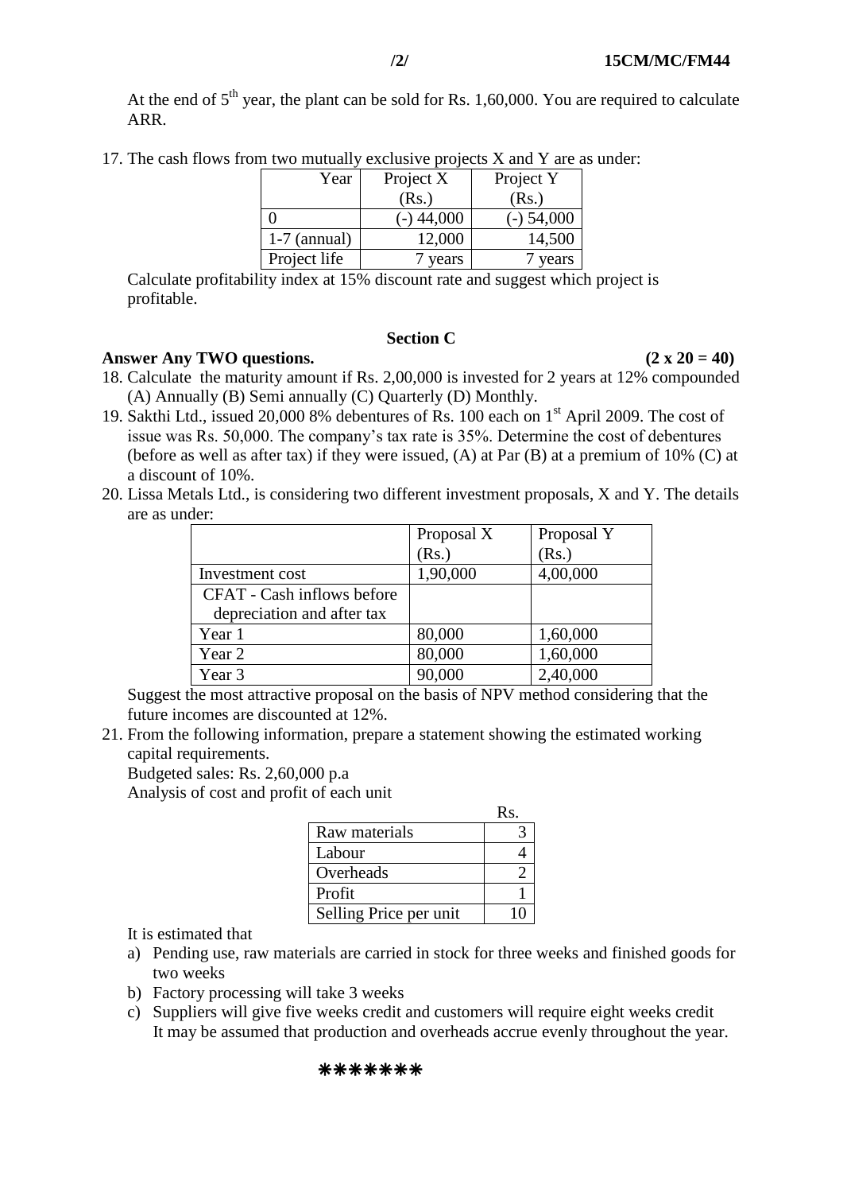At the end of 5th year, the plant can be sold for Rs. 1,60,000. You are required to calculate ARR.

17. The cash flows from two mutually exclusive projects X and Y are as under:

| Year | Project X (Rs.) | Project Y (Rs.) |
|---|---|---|
| 0 | (-) 44,000 | (-) 54,000 |
| 1-7 (annual) | 12,000 | 14,500 |
| Project life | 7 years | 7 years |

Calculate profitability index at 15% discount rate and suggest which project is profitable.

## Section C

**Answer Any TWO questions.** **(2 x 20 = 40)**

18. Calculate the maturity amount if Rs. 2,00,000 is invested for 2 years at 12% compounded (A) Annually (B) Semi annually (C) Quarterly (D) Monthly.
19. Sakthi Ltd., issued 20,000 8% debentures of Rs. 100 each on 1st April 2009. The cost of issue was Rs. 50,000. The company's tax rate is 35%. Determine the cost of debentures (before as well as after tax) if they were issued, (A) at Par (B) at a premium of 10% (C) at a discount of 10%.
20. Lissa Metals Ltd., is considering two different investment proposals, X and Y. The details are as under:

| | Proposal X (Rs.) | Proposal Y (Rs.) |
|---|---|---|
| Investment cost | 1,90,000 | 4,00,000 |
| CFAT - Cash inflows before depreciation and after tax | | |
| Year 1 | 80,000 | 1,60,000 |
| Year 2 | 80,000 | 1,60,000 |
| Year 3 | 90,000 | 2,40,000 |

Suggest the most attractive proposal on the basis of NPV method considering that the future incomes are discounted at 12%.

21. From the following information, prepare a statement showing the estimated working capital requirements.

Budgeted sales: Rs. 2,60,000 p.a

Analysis of cost and profit of each unit

| | Rs. |
|---|---|
| Raw materials | 3 |
| Labour | 4 |
| Overheads | 2 |
| Profit | 1 |
| Selling Price per unit | 10 |

It is estimated that

a) Pending use, raw materials are carried in stock for three weeks and finished goods for two weeks
b) Factory processing will take 3 weeks
c) Suppliers will give five weeks credit and customers will require eight weeks credit

It may be assumed that production and overheads accrue evenly throughout the year.

*******